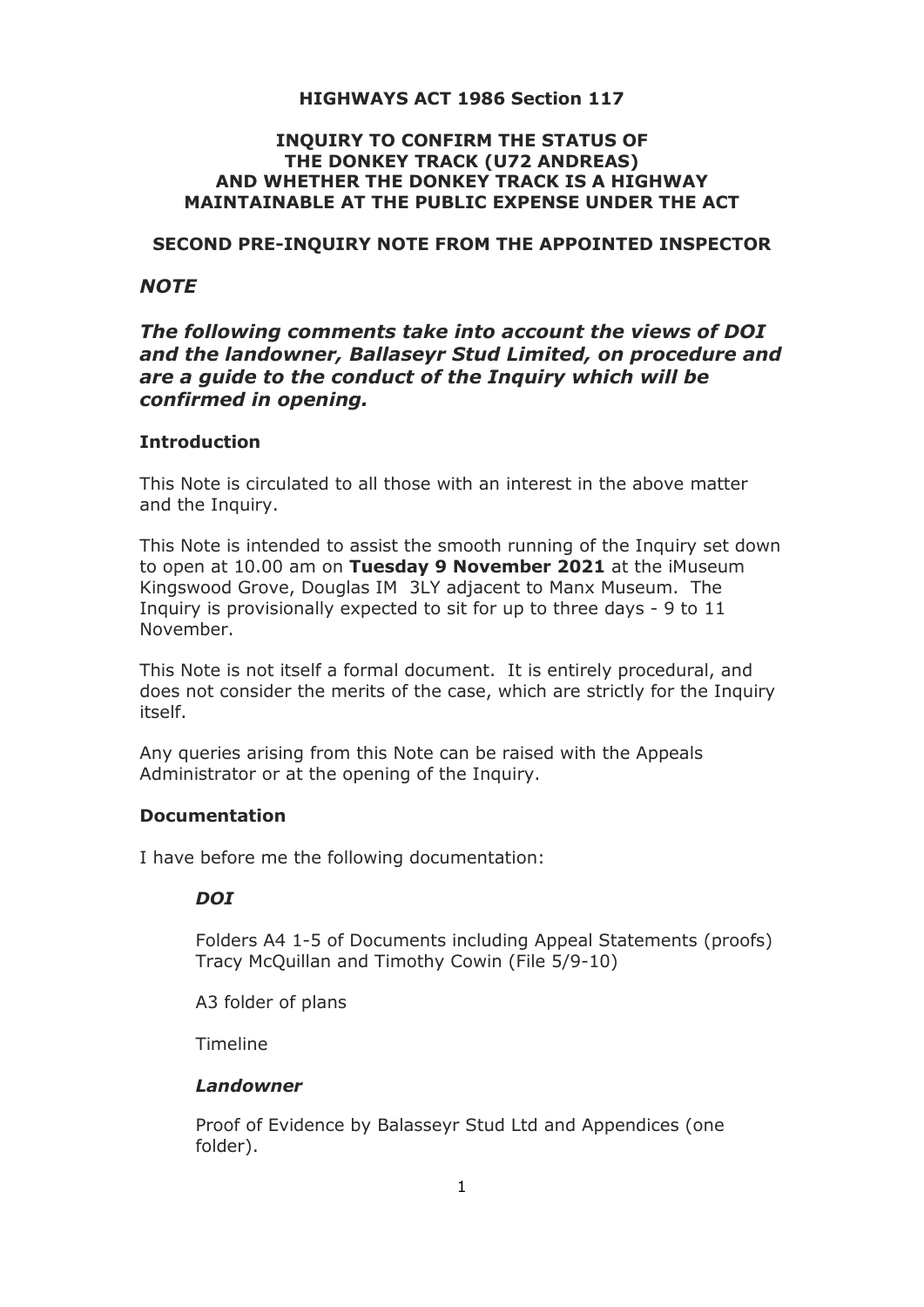**HIGHWAYS ACT 1986 Section 117**

**INQUIRY TO CONFIRM THE STATUS OF THE DONKEY TRACK (U72 ANDREAS) AND WHETHER THE DONKEY TRACK IS A HIGHWAY MAINTAINABLE AT THE PUBLIC EXPENSE UNDER THE ACT**

**SECOND PRE-INQUIRY NOTE FROM THE APPOINTED INSPECTOR**

## *NOTE*

***The following comments take into account the views of DOI and the landowner, Ballaseyr Stud Limited, on procedure and are a guide to the conduct of the Inquiry which will be confirmed in opening.***

### Introduction

This Note is circulated to all those with an interest in the above matter and the Inquiry.

This Note is intended to assist the smooth running of the Inquiry set down to open at 10.00 am on **Tuesday 9 November 2021** at the iMuseum Kingswood Grove, Douglas IM 3LY adjacent to Manx Museum. The Inquiry is provisionally expected to sit for up to three days - 9 to 11 November.

This Note is not itself a formal document. It is entirely procedural, and does not consider the merits of the case, which are strictly for the Inquiry itself.

Any queries arising from this Note can be raised with the Appeals Administrator or at the opening of the Inquiry.

### Documentation

I have before me the following documentation:

> ***DOI***
>
> Folders A4 1-5 of Documents including Appeal Statements (proofs) Tracy McQuillan and Timothy Cowin (File 5/9-10)
>
> A3 folder of plans
>
> Timeline
>
> ***Landowner***
>
> Proof of Evidence by Balasseyr Stud Ltd and Appendices (one folder).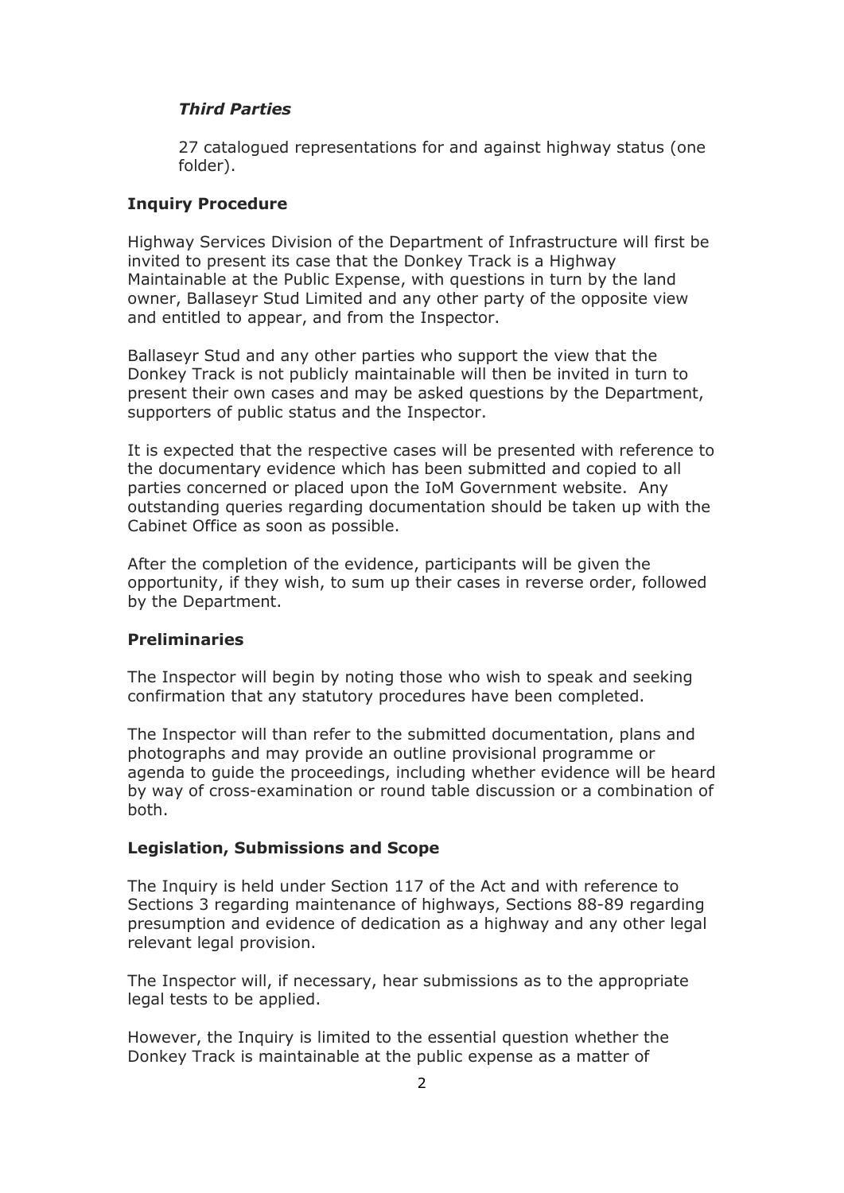### *Third Parties*

27 catalogued representations for and against highway status (one folder).

### Inquiry Procedure

Highway Services Division of the Department of Infrastructure will first be invited to present its case that the Donkey Track is a Highway Maintainable at the Public Expense, with questions in turn by the land owner, Ballaseyr Stud Limited and any other party of the opposite view and entitled to appear, and from the Inspector.

Ballaseyr Stud and any other parties who support the view that the Donkey Track is not publicly maintainable will then be invited in turn to present their own cases and may be asked questions by the Department, supporters of public status and the Inspector.

It is expected that the respective cases will be presented with reference to the documentary evidence which has been submitted and copied to all parties concerned or placed upon the IoM Government website. Any outstanding queries regarding documentation should be taken up with the Cabinet Office as soon as possible.

After the completion of the evidence, participants will be given the opportunity, if they wish, to sum up their cases in reverse order, followed by the Department.

### Preliminaries

The Inspector will begin by noting those who wish to speak and seeking confirmation that any statutory procedures have been completed.

The Inspector will than refer to the submitted documentation, plans and photographs and may provide an outline provisional programme or agenda to guide the proceedings, including whether evidence will be heard by way of cross-examination or round table discussion or a combination of both.

### Legislation, Submissions and Scope

The Inquiry is held under Section 117 of the Act and with reference to Sections 3 regarding maintenance of highways, Sections 88-89 regarding presumption and evidence of dedication as a highway and any other legal relevant legal provision.

The Inspector will, if necessary, hear submissions as to the appropriate legal tests to be applied.

However, the Inquiry is limited to the essential question whether the Donkey Track is maintainable at the public expense as a matter of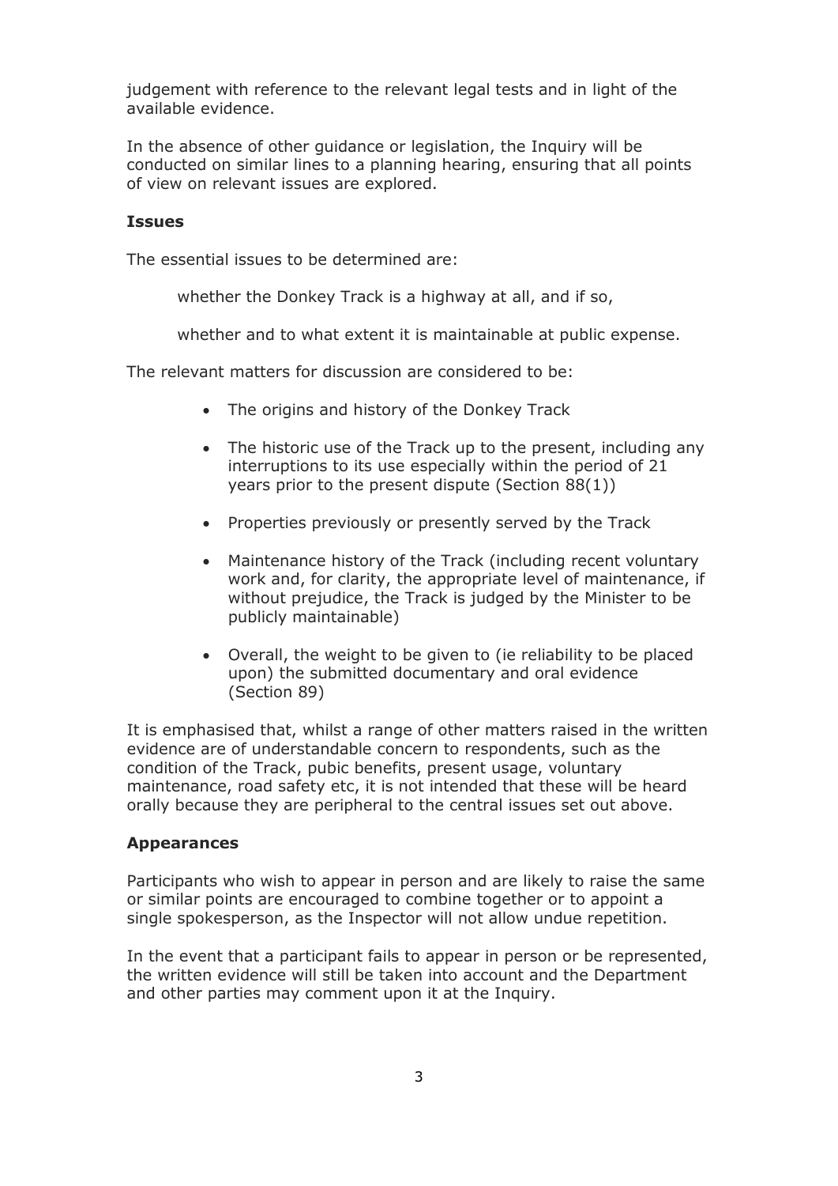judgement with reference to the relevant legal tests and in light of the available evidence.

In the absence of other guidance or legislation, the Inquiry will be conducted on similar lines to a planning hearing, ensuring that all points of view on relevant issues are explored.

**Issues**

The essential issues to be determined are:

> whether the Donkey Track is a highway at all, and if so,
>
> whether and to what extent it is maintainable at public expense.

The relevant matters for discussion are considered to be:

- The origins and history of the Donkey Track
- The historic use of the Track up to the present, including any interruptions to its use especially within the period of 21 years prior to the present dispute (Section 88(1))
- Properties previously or presently served by the Track
- Maintenance history of the Track (including recent voluntary work and, for clarity, the appropriate level of maintenance, if without prejudice, the Track is judged by the Minister to be publicly maintainable)
- Overall, the weight to be given to (ie reliability to be placed upon) the submitted documentary and oral evidence (Section 89)

It is emphasised that, whilst a range of other matters raised in the written evidence are of understandable concern to respondents, such as the condition of the Track, pubic benefits, present usage, voluntary maintenance, road safety etc, it is not intended that these will be heard orally because they are peripheral to the central issues set out above.

**Appearances**

Participants who wish to appear in person and are likely to raise the same or similar points are encouraged to combine together or to appoint a single spokesperson, as the Inspector will not allow undue repetition.

In the event that a participant fails to appear in person or be represented, the written evidence will still be taken into account and the Department and other parties may comment upon it at the Inquiry.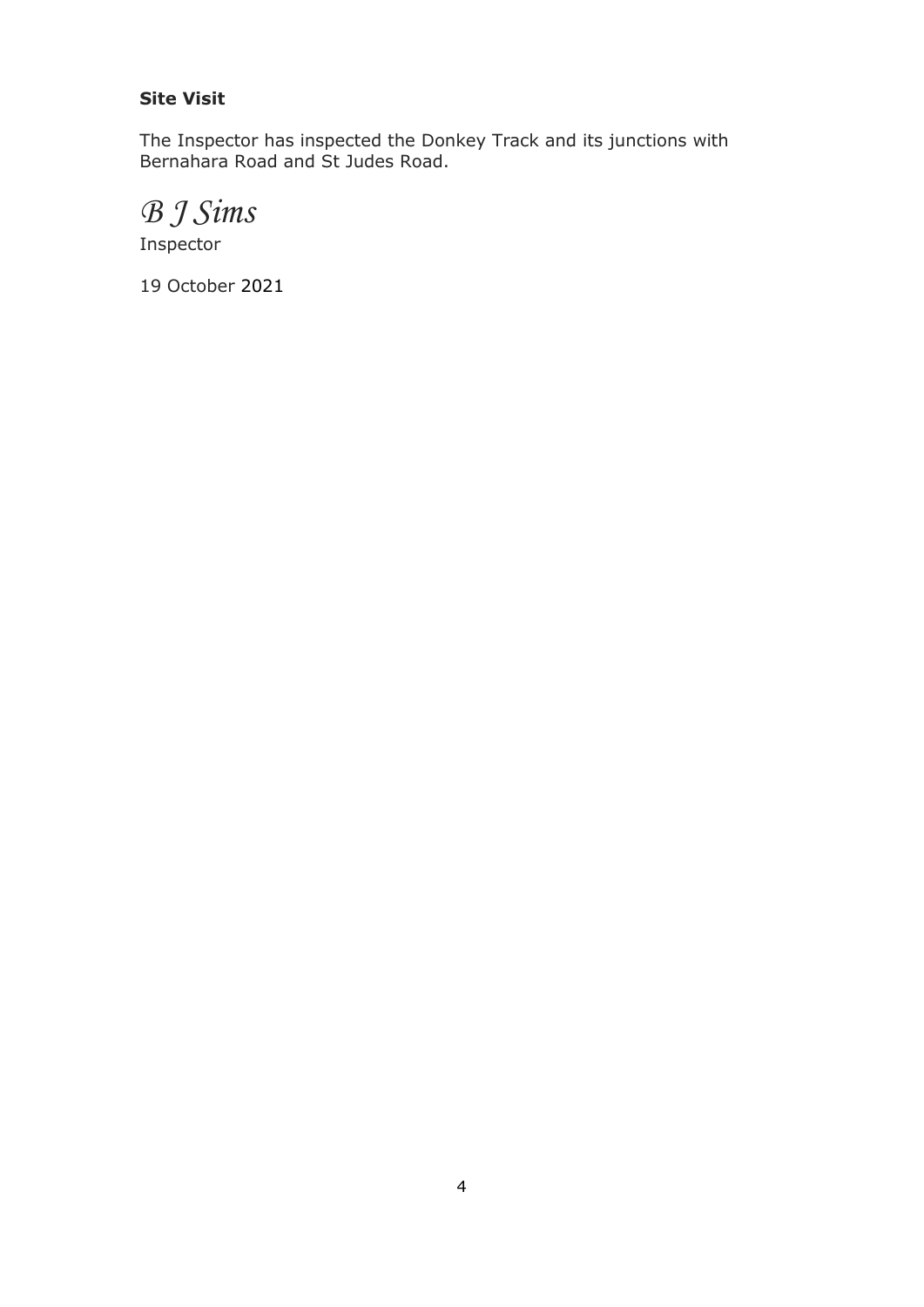**Site Visit**

The Inspector has inspected the Donkey Track and its junctions with Bernahara Road and St Judes Road.

*B J Sims*

Inspector

19 October 2021